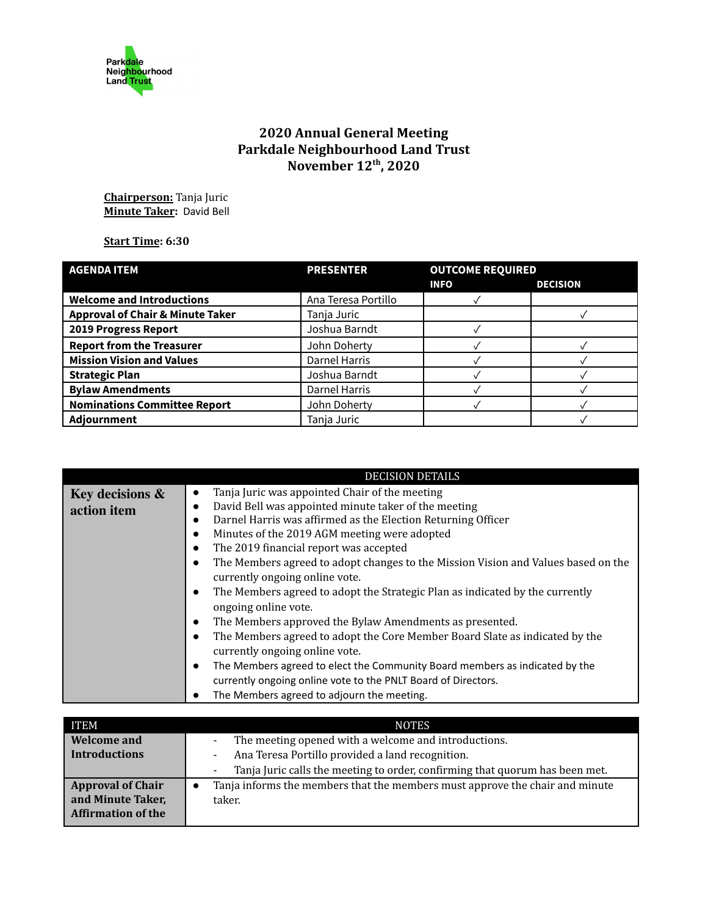Parkdale Neighbourhood Land Trust

# 2020 Annual General Meeting
# Parkdale Neighbourhood Land Trust
# November 12th, 2020

**Chairperson:** Tanja Juric
**Minute Taker:** David Bell

**Start Time: 6:30**

| AGENDA ITEM | PRESENTER | OUTCOME REQUIRED | |
|---|---|---|---|
| | | INFO | DECISION |
| **Welcome and Introductions** | Ana Teresa Portillo | ✓ | |
| **Approval of Chair & Minute Taker** | Tanja Juric | | ✓ |
| **2019 Progress Report** | Joshua Barndt | ✓ | |
| **Report from the Treasurer** | John Doherty | ✓ | ✓ |
| **Mission Vision and Values** | Darnel Harris | ✓ | ✓ |
| **Strategic Plan** | Joshua Barndt | ✓ | ✓ |
| **Bylaw Amendments** | Darnel Harris | ✓ | ✓ |
| **Nominations Committee Report** | John Doherty | ✓ | ✓ |
| **Adjournment** | Tanja Juric | | ✓ |

| | DECISION DETAILS |
|---|---|
| **Key decisions & action item** | • Tanja Juric was appointed Chair of the meeting<br>• David Bell was appointed minute taker of the meeting<br>• Darnel Harris was affirmed as the Election Returning Officer<br>• Minutes of the 2019 AGM meeting were adopted<br>• The 2019 financial report was accepted<br>• The Members agreed to adopt changes to the Mission Vision and Values based on the currently ongoing online vote.<br>• The Members agreed to adopt the Strategic Plan as indicated by the currently ongoing online vote.<br>• The Members approved the Bylaw Amendments as presented.<br>• The Members agreed to adopt the Core Member Board Slate as indicated by the currently ongoing online vote.<br>• The Members agreed to elect the Community Board members as indicated by the currently ongoing online vote to the PNLT Board of Directors.<br>• The Members agreed to adjourn the meeting. |

| ITEM | NOTES |
|---|---|
| **Welcome and Introductions** | - The meeting opened with a welcome and introductions.<br>- Ana Teresa Portillo provided a land recognition.<br>- Tanja Juric calls the meeting to order, confirming that quorum has been met. |
| **Approval of Chair and Minute Taker, Affirmation of the** | • Tanja informs the members that the members must approve the chair and minute taker. |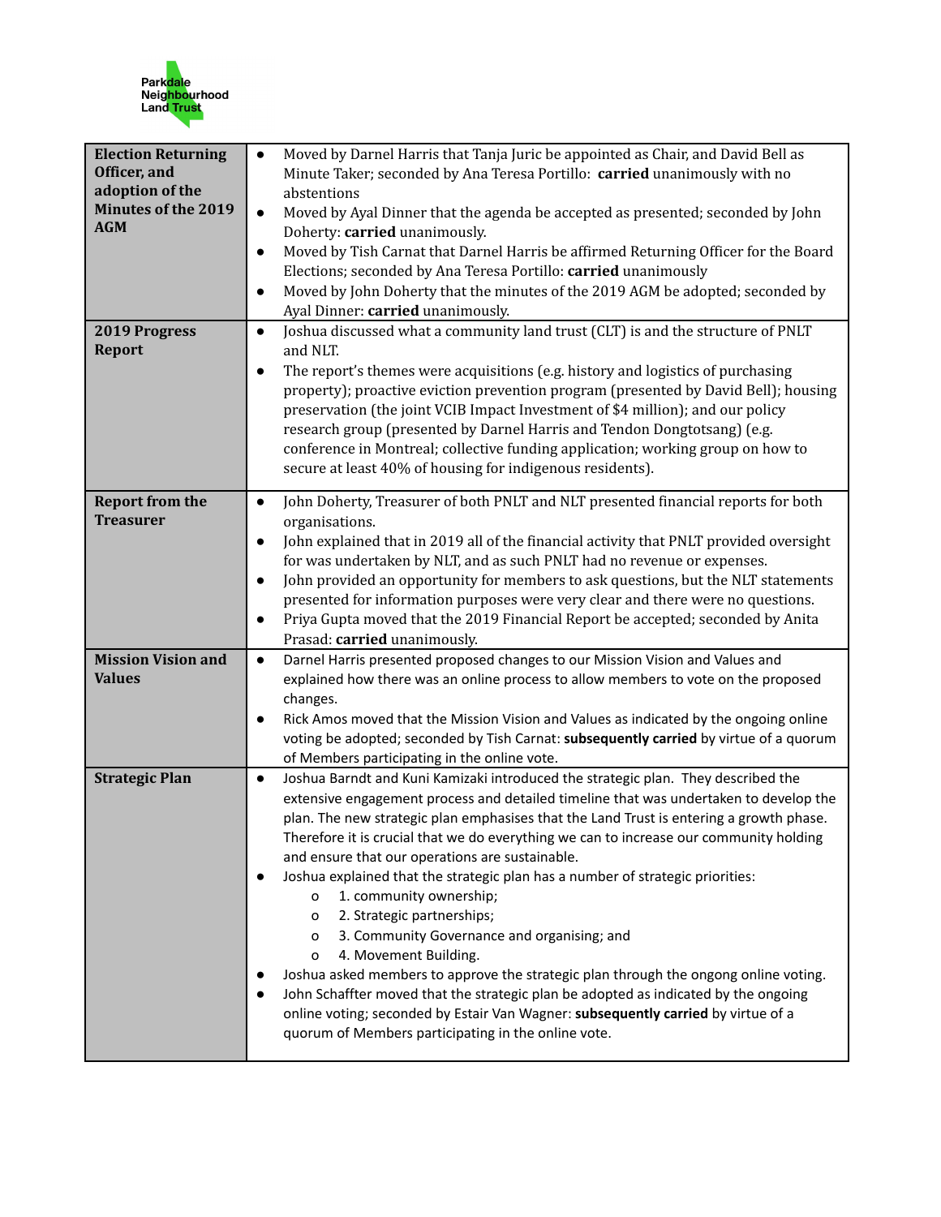| | |
|---|---|
| **Election Returning Officer, and adoption of the Minutes of the 2019 AGM** | • Moved by Darnel Harris that Tanja Juric be appointed as Chair, and David Bell as Minute Taker; seconded by Ana Teresa Portillo: **carried** unanimously with no abstentions<br>• Moved by Ayal Dinner that the agenda be accepted as presented; seconded by John Doherty: **carried** unanimously.<br>• Moved by Tish Carnat that Darnel Harris be affirmed Returning Officer for the Board Elections; seconded by Ana Teresa Portillo: **carried** unanimously<br>• Moved by John Doherty that the minutes of the 2019 AGM be adopted; seconded by Ayal Dinner: **carried** unanimously. |
| **2019 Progress Report** | • Joshua discussed what a community land trust (CLT) is and the structure of PNLT and NLT.<br>• The report's themes were acquisitions (e.g. history and logistics of purchasing property); proactive eviction prevention program (presented by David Bell); housing preservation (the joint VCIB Impact Investment of $4 million); and our policy research group (presented by Darnel Harris and Tendon Dongtotsang) (e.g. conference in Montreal; collective funding application; working group on how to secure at least 40% of housing for indigenous residents). |
| **Report from the Treasurer** | • John Doherty, Treasurer of both PNLT and NLT presented financial reports for both organisations.<br>• John explained that in 2019 all of the financial activity that PNLT provided oversight for was undertaken by NLT, and as such PNLT had no revenue or expenses.<br>• John provided an opportunity for members to ask questions, but the NLT statements presented for information purposes were very clear and there were no questions.<br>• Priya Gupta moved that the 2019 Financial Report be accepted; seconded by Anita Prasad: **carried** unanimously. |
| **Mission Vision and Values** | • Darnel Harris presented proposed changes to our Mission Vision and Values and explained how there was an online process to allow members to vote on the proposed changes.<br>• Rick Amos moved that the Mission Vision and Values as indicated by the ongoing online voting be adopted; seconded by Tish Carnat: **subsequently carried** by virtue of a quorum of Members participating in the online vote. |
| **Strategic Plan** | • Joshua Barndt and Kuni Kamizaki introduced the strategic plan. They described the extensive engagement process and detailed timeline that was undertaken to develop the plan. The new strategic plan emphasises that the Land Trust is entering a growth phase. Therefore it is crucial that we do everything we can to increase our community holding and ensure that our operations are sustainable.<br>• Joshua explained that the strategic plan has a number of strategic priorities:<br>  o 1. community ownership;<br>  o 2. Strategic partnerships;<br>  o 3. Community Governance and organising; and<br>  o 4. Movement Building.<br>• Joshua asked members to approve the strategic plan through the ongong online voting.<br>• John Schaffter moved that the strategic plan be adopted as indicated by the ongoing online voting; seconded by Estair Van Wagner: **subsequently carried** by virtue of a quorum of Members participating in the online vote. |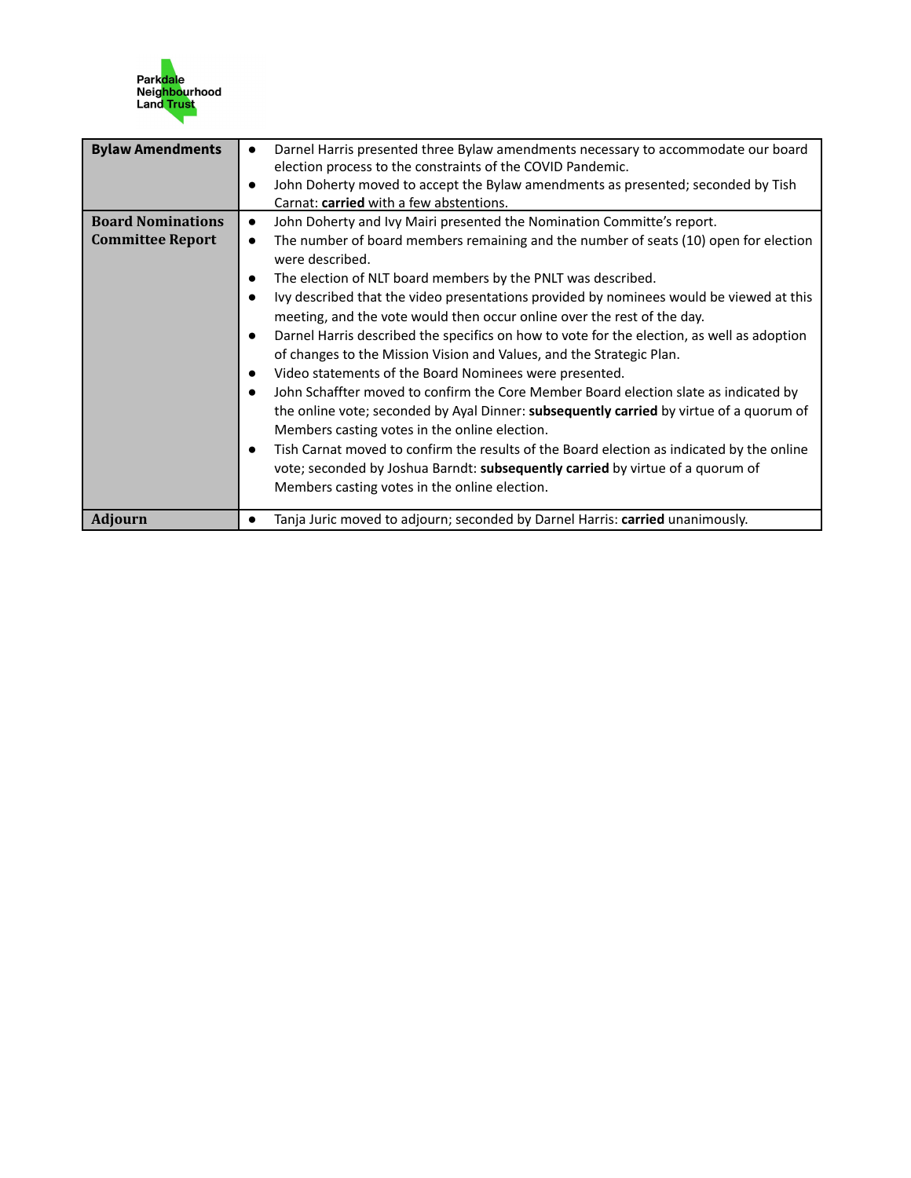| | |
|---|---|
| **Bylaw Amendments** | • Darnel Harris presented three Bylaw amendments necessary to accommodate our board election process to the constraints of the COVID Pandemic.<br>• John Doherty moved to accept the Bylaw amendments as presented; seconded by Tish Carnat: **carried** with a few abstentions. |
| **Board Nominations Committee Report** | • John Doherty and Ivy Mairi presented the Nomination Committe's report.<br>• The number of board members remaining and the number of seats (10) open for election were described.<br>• The election of NLT board members by the PNLT was described.<br>• Ivy described that the video presentations provided by nominees would be viewed at this meeting, and the vote would then occur online over the rest of the day.<br>• Darnel Harris described the specifics on how to vote for the election, as well as adoption of changes to the Mission Vision and Values, and the Strategic Plan.<br>• Video statements of the Board Nominees were presented.<br>• John Schaffter moved to confirm the Core Member Board election slate as indicated by the online vote; seconded by Ayal Dinner: **subsequently carried** by virtue of a quorum of Members casting votes in the online election.<br>• Tish Carnat moved to confirm the results of the Board election as indicated by the online vote; seconded by Joshua Barndt: **subsequently carried** by virtue of a quorum of Members casting votes in the online election. |
| **Adjourn** | • Tanja Juric moved to adjourn; seconded by Darnel Harris: **carried** unanimously. |